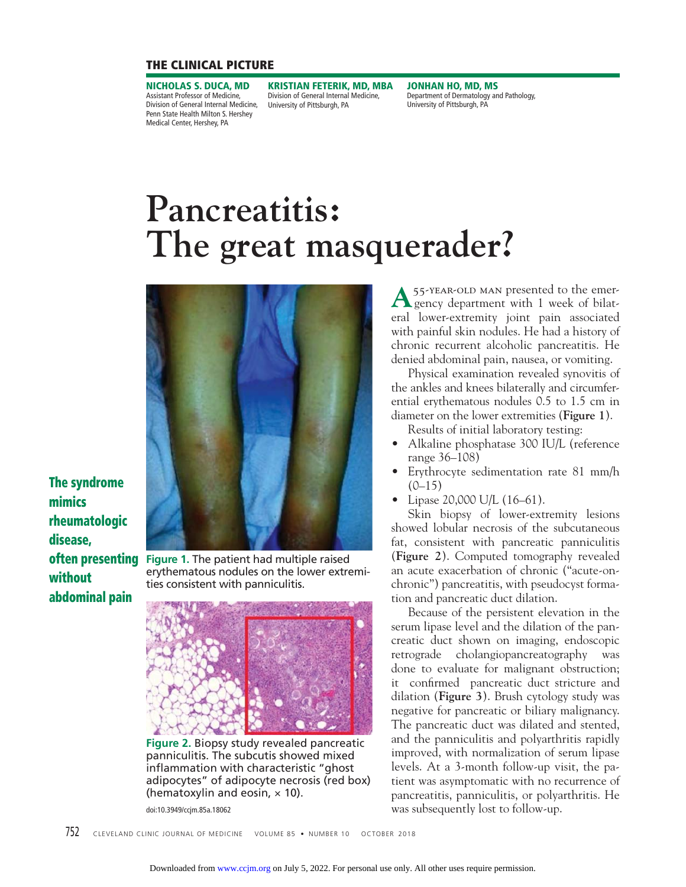THE CLINICAL PICTURE

**NICHOLAS S. DUCA, MD**
Assistant Professor of Medicine, Division of General Internal Medicine, Penn State Health Milton S. Hershey Medical Center, Hershey, PA

**KRISTIAN FETERIK, MD, MBA**
Division of General Internal Medicine, University of Pittsburgh, PA

**JONHAN HO, MD, MS**
Department of Dermatology and Pathology, University of Pittsburgh, PA

# Pancreatitis: The great masquerader?

**The syndrome mimics rheumatologic disease, often presenting without abdominal pain**

Figure 1. The patient had multiple raised erythematous nodules on the lower extremities consistent with panniculitis.

Figure 2. Biopsy study revealed pancreatic panniculitis. The subcutis showed mixed inflammation with characteristic "ghost adipocytes" of adipocyte necrosis (red box) (hematoxylin and eosin, × 10).

doi:10.3949/ccjm.85a.18062

A 55-YEAR-OLD MAN presented to the emergency department with 1 week of bilateral lower-extremity joint pain associated with painful skin nodules. He had a history of chronic recurrent alcoholic pancreatitis. He denied abdominal pain, nausea, or vomiting.

Physical examination revealed synovitis of the ankles and knees bilaterally and circumferential erythematous nodules 0.5 to 1.5 cm in diameter on the lower extremities (**Figure 1**).

Results of initial laboratory testing:

- Alkaline phosphatase 300 IU/L (reference range 36–108)
- Erythrocyte sedimentation rate 81 mm/h (0–15)
- Lipase 20,000 U/L (16–61).

Skin biopsy of lower-extremity lesions showed lobular necrosis of the subcutaneous fat, consistent with pancreatic panniculitis (**Figure 2**). Computed tomography revealed an acute exacerbation of chronic ("acute-on-chronic") pancreatitis, with pseudocyst formation and pancreatic duct dilation.

Because of the persistent elevation in the serum lipase level and the dilation of the pancreatic duct shown on imaging, endoscopic retrograde cholangiopancreatography was done to evaluate for malignant obstruction; it confirmed pancreatic duct stricture and dilation (**Figure 3**). Brush cytology study was negative for pancreatic or biliary malignancy. The pancreatic duct was dilated and stented, and the panniculitis and polyarthritis rapidly improved, with normalization of serum lipase levels. At a 3-month follow-up visit, the patient was asymptomatic with no recurrence of pancreatitis, panniculitis, or polyarthritis. He was subsequently lost to follow-up.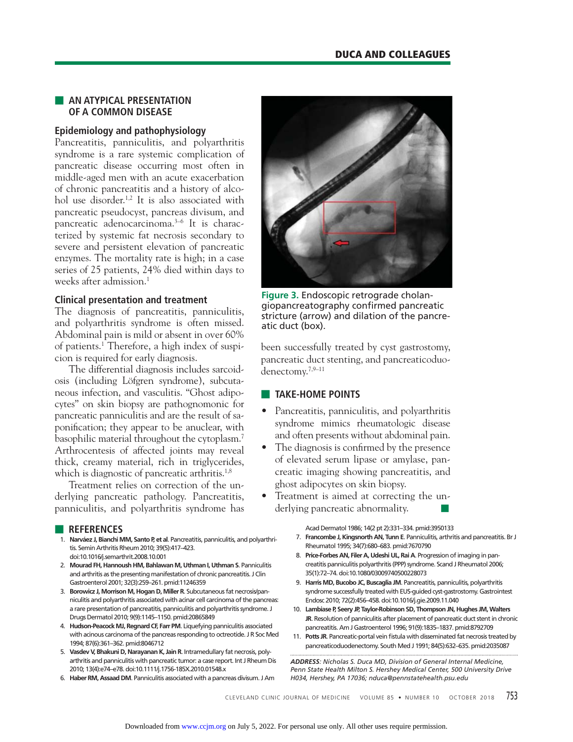## AN ATYPICAL PRESENTATION OF A COMMON DISEASE

### Epidemiology and pathophysiology

Pancreatitis, panniculitis, and polyarthritis syndrome is a rare systemic complication of pancreatic disease occurring most often in middle-aged men with an acute exacerbation of chronic pancreatitis and a history of alcohol use disorder.[1,2] It is also associated with pancreatic pseudocyst, pancreas divisum, and pancreatic adenocarcinoma.[3–6] It is characterized by systemic fat necrosis secondary to severe and persistent elevation of pancreatic enzymes. The mortality rate is high; in a case series of 25 patients, 24% died within days to weeks after admission.[1]

### Clinical presentation and treatment

The diagnosis of pancreatitis, panniculitis, and polyarthritis syndrome is often missed. Abdominal pain is mild or absent in over 60% of patients.[1] Therefore, a high index of suspicion is required for early diagnosis.

The differential diagnosis includes sarcoidosis (including Löfgren syndrome), subcutaneous infection, and vasculitis. "Ghost adipocytes" on skin biopsy are pathognomonic for pancreatic panniculitis and are the result of saponification; they appear to be anuclear, with basophilic material throughout the cytoplasm.[7] Arthrocentesis of affected joints may reveal thick, creamy material, rich in triglycerides, which is diagnostic of pancreatic arthritis.[1,8]

Treatment relies on correction of the underlying pancreatic pathology. Pancreatitis, panniculitis, and polyarthritis syndrome has been successfully treated by cyst gastrostomy, pancreatic duct stenting, and pancreaticoduodenectomy.[7,9–11]

**Figure 3.** Endoscopic retrograde cholangiopancreatography confirmed pancreatic stricture (arrow) and dilation of the pancreatic duct (box).

## TAKE-HOME POINTS

- Pancreatitis, panniculitis, and polyarthritis syndrome mimics rheumatologic disease and often presents without abdominal pain.
- The diagnosis is confirmed by the presence of elevated serum lipase or amylase, pancreatic imaging showing pancreatitis, and ghost adipocytes on skin biopsy.
- Treatment is aimed at correcting the underlying pancreatic abnormality.

## REFERENCES

1. **Narváez J, Bianchi MM, Santo P, et al**. Pancreatitis, panniculitis, and polyarthritis. Semin Arthritis Rheum 2010; 39(5):417–423. doi:10.1016/j.semarthrit.2008.10.001
2. **Mourad FH, Hannoush HM, Bahlawan M, Uthman I, Uthman S**. Panniculitis and arthritis as the presenting manifestation of chronic pancreatitis. J Clin Gastroenterol 2001; 32(3):259–261. pmid:11246359
3. **Borowicz J, Morrison M, Hogan D, Miller R**. Subcutaneous fat necrosis/panniculitis and polyarthritis associated with acinar cell carcinoma of the pancreas: a rare presentation of pancreatitis, panniculitis and polyarthritis syndrome. J Drugs Dermatol 2010; 9(9):1145–1150. pmid:20865849
4. **Hudson-Peacock MJ, Regnard CF, Farr PM**. Liquefying panniculitis associated with acinous carcinoma of the pancreas responding to octreotide. J R Soc Med 1994; 87(6):361–362. pmid:8046712
5. **Vasdev V, Bhakuni D, Narayanan K, Jain R**. Intramedullary fat necrosis, polyarthritis and panniculitis with pancreatic tumor: a case report. Int J Rheum Dis 2010; 13(4):e74–e78. doi:10.1111/j.1756-185X.2010.01548.x
6. **Haber RM, Assaad DM**. Panniculitis associated with a pancreas divisum. J Am Acad Dermatol 1986; 14(2 pt 2):331–334. pmid:3950133
7. **Francombe J, Kingsnorth AN, Tunn E**. Panniculitis, arthritis and pancreatitis. Br J Rheumatol 1995; 34(7):680–683. pmid:7670790
8. **Price-Forbes AN, Filer A, Udeshi UL, Rai A**. Progression of imaging in pancreatitis panniculitis polyarthritis (PPP) syndrome. Scand J Rheumatol 2006; 35(1):72–74. doi:10.1080/03009740500228073
9. **Harris MD, Bucobo JC, Buscaglia JM**. Pancreatitis, panniculitis, polyarthritis syndrome successfully treated with EUS-guided cyst-gastrostomy. Gastrointest Endosc 2010; 72(2):456–458. doi:10.1016/j.gie.2009.11.040
10. **Lambiase P, Seery JP, Taylor-Robinson SD, Thompson JN, Hughes JM, Walters JR**. Resolution of panniculitis after placement of pancreatic duct stent in chronic pancreatitis. Am J Gastroenterol 1996; 91(9):1835–1837. pmid:8792709
11. **Potts JR**. Pancreatic-portal vein fistula with disseminated fat necrosis treated by pancreaticoduodenectomy. South Med J 1991; 84(5):632–635. pmid:2035087

*ADDRESS: Nicholas S. Duca MD, Division of General Internal Medicine, Penn State Health Milton S. Hershey Medical Center, 500 University Drive H034, Hershey, PA 17036; nduca@pennstatehealth.psu.edu*